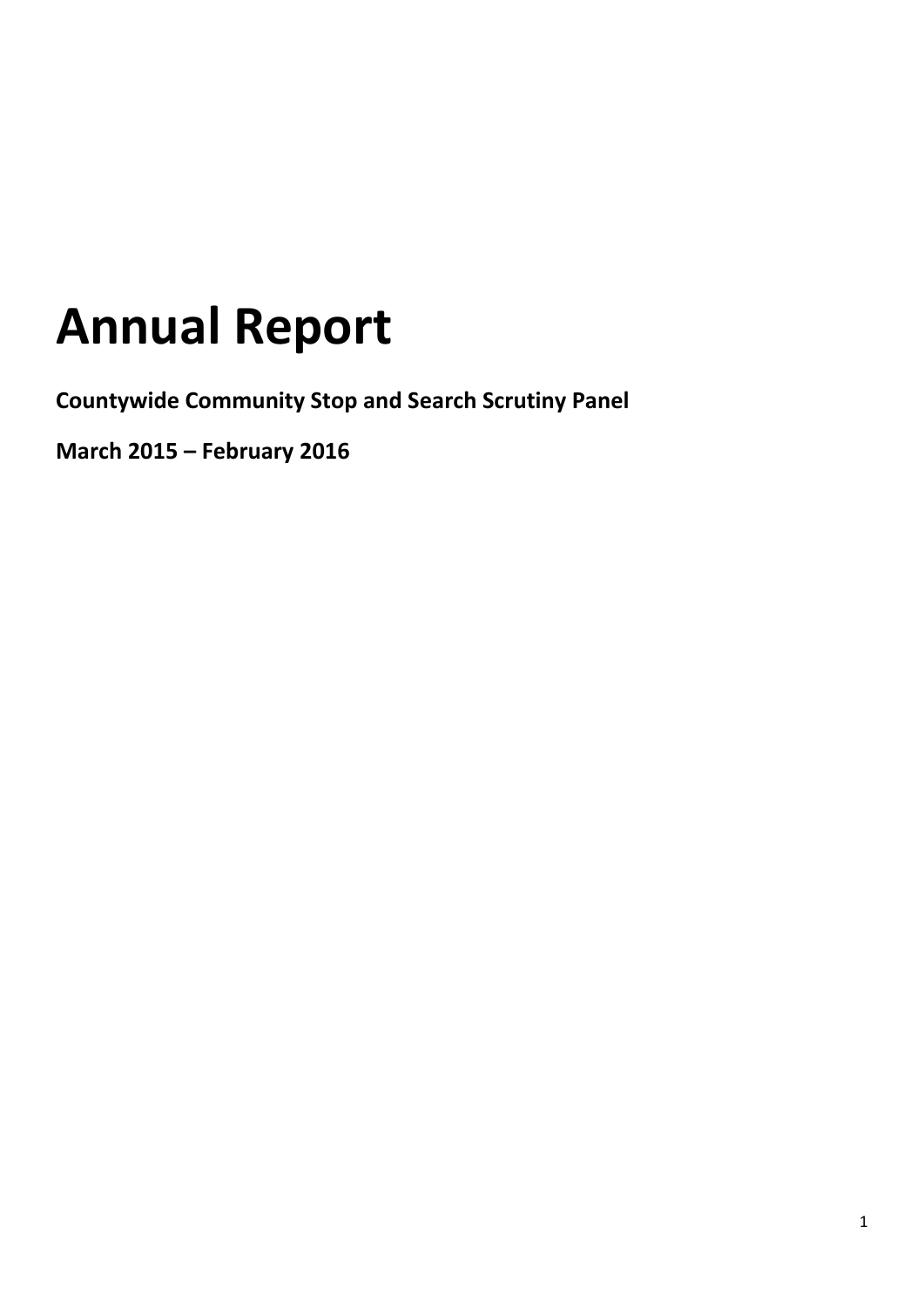# Annual Report

**Countywide Community Stop and Search Scrutiny Panel**

**March 2015 – February 2016**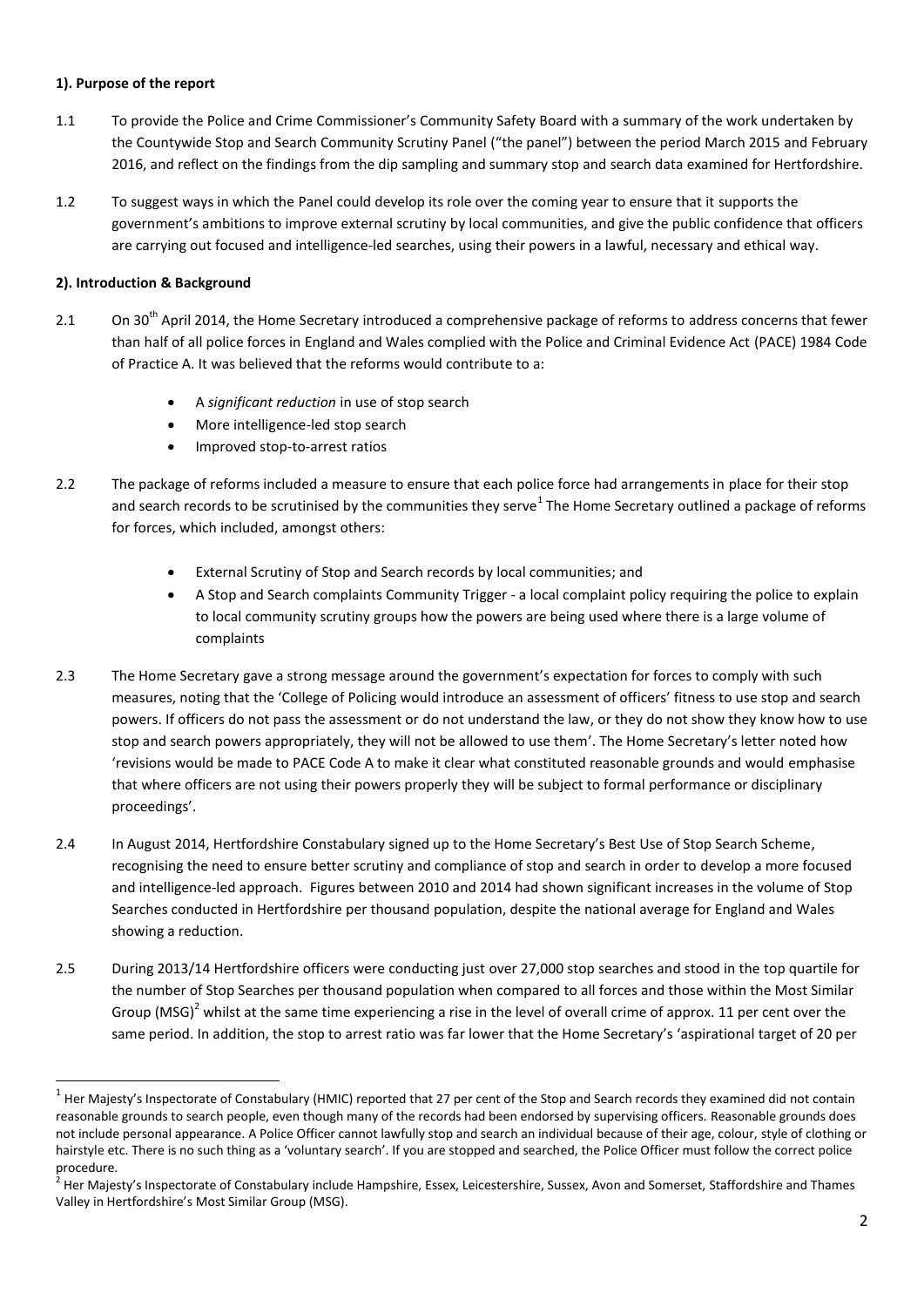**1). Purpose of the report**

1.1 To provide the Police and Crime Commissioner's Community Safety Board with a summary of the work undertaken by the Countywide Stop and Search Community Scrutiny Panel ("the panel") between the period March 2015 and February 2016, and reflect on the findings from the dip sampling and summary stop and search data examined for Hertfordshire.

1.2 To suggest ways in which the Panel could develop its role over the coming year to ensure that it supports the government's ambitions to improve external scrutiny by local communities, and give the public confidence that officers are carrying out focused and intelligence-led searches, using their powers in a lawful, necessary and ethical way.

**2). Introduction & Background**

2.1 On 30th April 2014, the Home Secretary introduced a comprehensive package of reforms to address concerns that fewer than half of all police forces in England and Wales complied with the Police and Criminal Evidence Act (PACE) 1984 Code of Practice A. It was believed that the reforms would contribute to a:

- A *significant reduction* in use of stop search
- More intelligence-led stop search
- Improved stop-to-arrest ratios

2.2 The package of reforms included a measure to ensure that each police force had arrangements in place for their stop and search records to be scrutinised by the communities they serve[1] The Home Secretary outlined a package of reforms for forces, which included, amongst others:

- External Scrutiny of Stop and Search records by local communities; and
- A Stop and Search complaints Community Trigger - a local complaint policy requiring the police to explain to local community scrutiny groups how the powers are being used where there is a large volume of complaints

2.3 The Home Secretary gave a strong message around the government's expectation for forces to comply with such measures, noting that the 'College of Policing would introduce an assessment of officers' fitness to use stop and search powers. If officers do not pass the assessment or do not understand the law, or they do not show they know how to use stop and search powers appropriately, they will not be allowed to use them'. The Home Secretary's letter noted how 'revisions would be made to PACE Code A to make it clear what constituted reasonable grounds and would emphasise that where officers are not using their powers properly they will be subject to formal performance or disciplinary proceedings'.

2.4 In August 2014, Hertfordshire Constabulary signed up to the Home Secretary's Best Use of Stop Search Scheme, recognising the need to ensure better scrutiny and compliance of stop and search in order to develop a more focused and intelligence-led approach. Figures between 2010 and 2014 had shown significant increases in the volume of Stop Searches conducted in Hertfordshire per thousand population, despite the national average for England and Wales showing a reduction.

2.5 During 2013/14 Hertfordshire officers were conducting just over 27,000 stop searches and stood in the top quartile for the number of Stop Searches per thousand population when compared to all forces and those within the Most Similar Group (MSG)[2] whilst at the same time experiencing a rise in the level of overall crime of approx. 11 per cent over the same period. In addition, the stop to arrest ratio was far lower that the Home Secretary's 'aspirational target of 20 per

---

[1] Her Majesty's Inspectorate of Constabulary (HMIC) reported that 27 per cent of the Stop and Search records they examined did not contain reasonable grounds to search people, even though many of the records had been endorsed by supervising officers. Reasonable grounds does not include personal appearance. A Police Officer cannot lawfully stop and search an individual because of their age, colour, style of clothing or hairstyle etc. There is no such thing as a 'voluntary search'. If you are stopped and searched, the Police Officer must follow the correct police procedure.

[2] Her Majesty's Inspectorate of Constabulary include Hampshire, Essex, Leicestershire, Sussex, Avon and Somerset, Staffordshire and Thames Valley in Hertfordshire's Most Similar Group (MSG).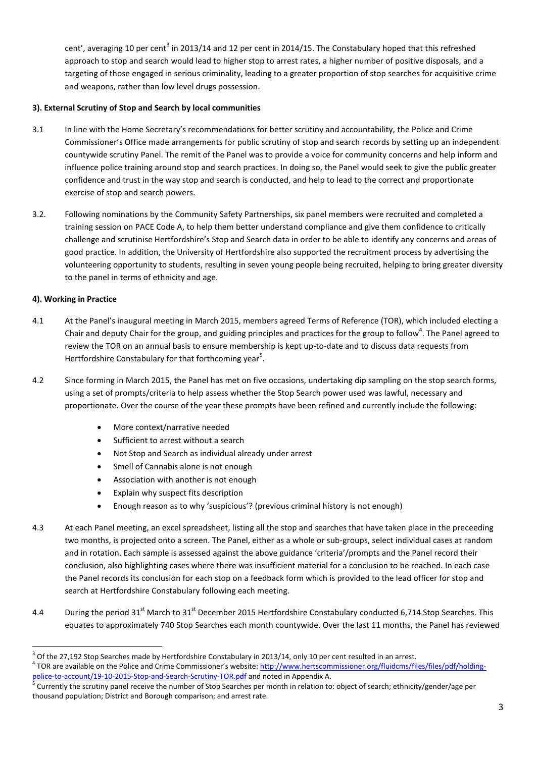cent', averaging 10 per cent[3] in 2013/14 and 12 per cent in 2014/15. The Constabulary hoped that this refreshed approach to stop and search would lead to higher stop to arrest rates, a higher number of positive disposals, and a targeting of those engaged in serious criminality, leading to a greater proportion of stop searches for acquisitive crime and weapons, rather than low level drugs possession.

**3). External Scrutiny of Stop and Search by local communities**

3.1 In line with the Home Secretary's recommendations for better scrutiny and accountability, the Police and Crime Commissioner's Office made arrangements for public scrutiny of stop and search records by setting up an independent countywide scrutiny Panel. The remit of the Panel was to provide a voice for community concerns and help inform and influence police training around stop and search practices. In doing so, the Panel would seek to give the public greater confidence and trust in the way stop and search is conducted, and help to lead to the correct and proportionate exercise of stop and search powers.

3.2. Following nominations by the Community Safety Partnerships, six panel members were recruited and completed a training session on PACE Code A, to help them better understand compliance and give them confidence to critically challenge and scrutinise Hertfordshire's Stop and Search data in order to be able to identify any concerns and areas of good practice. In addition, the University of Hertfordshire also supported the recruitment process by advertising the volunteering opportunity to students, resulting in seven young people being recruited, helping to bring greater diversity to the panel in terms of ethnicity and age.

**4). Working in Practice**

4.1 At the Panel's inaugural meeting in March 2015, members agreed Terms of Reference (TOR), which included electing a Chair and deputy Chair for the group, and guiding principles and practices for the group to follow[4]. The Panel agreed to review the TOR on an annual basis to ensure membership is kept up-to-date and to discuss data requests from Hertfordshire Constabulary for that forthcoming year[5].

4.2 Since forming in March 2015, the Panel has met on five occasions, undertaking dip sampling on the stop search forms, using a set of prompts/criteria to help assess whether the Stop Search power used was lawful, necessary and proportionate. Over the course of the year these prompts have been refined and currently include the following:

- More context/narrative needed
- Sufficient to arrest without a search
- Not Stop and Search as individual already under arrest
- Smell of Cannabis alone is not enough
- Association with another is not enough
- Explain why suspect fits description
- Enough reason as to why 'suspicious'? (previous criminal history is not enough)

4.3 At each Panel meeting, an excel spreadsheet, listing all the stop and searches that have taken place in the preceeding two months, is projected onto a screen. The Panel, either as a whole or sub-groups, select individual cases at random and in rotation. Each sample is assessed against the above guidance 'criteria'/prompts and the Panel record their conclusion, also highlighting cases where there was insufficient material for a conclusion to be reached. In each case the Panel records its conclusion for each stop on a feedback form which is provided to the lead officer for stop and search at Hertfordshire Constabulary following each meeting.

4.4 During the period 31st March to 31st December 2015 Hertfordshire Constabulary conducted 6,714 Stop Searches. This equates to approximately 740 Stop Searches each month countywide. Over the last 11 months, the Panel has reviewed

---

[3] Of the 27,192 Stop Searches made by Hertfordshire Constabulary in 2013/14, only 10 per cent resulted in an arrest.

[4] TOR are available on the Police and Crime Commissioner's website: http://www.hertscommissioner.org/fluidcms/files/files/pdf/holding-police-to-account/19-10-2015-Stop-and-Search-Scrutiny-TOR.pdf and noted in Appendix A.

[5] Currently the scrutiny panel receive the number of Stop Searches per month in relation to: object of search; ethnicity/gender/age per thousand population; District and Borough comparison; and arrest rate.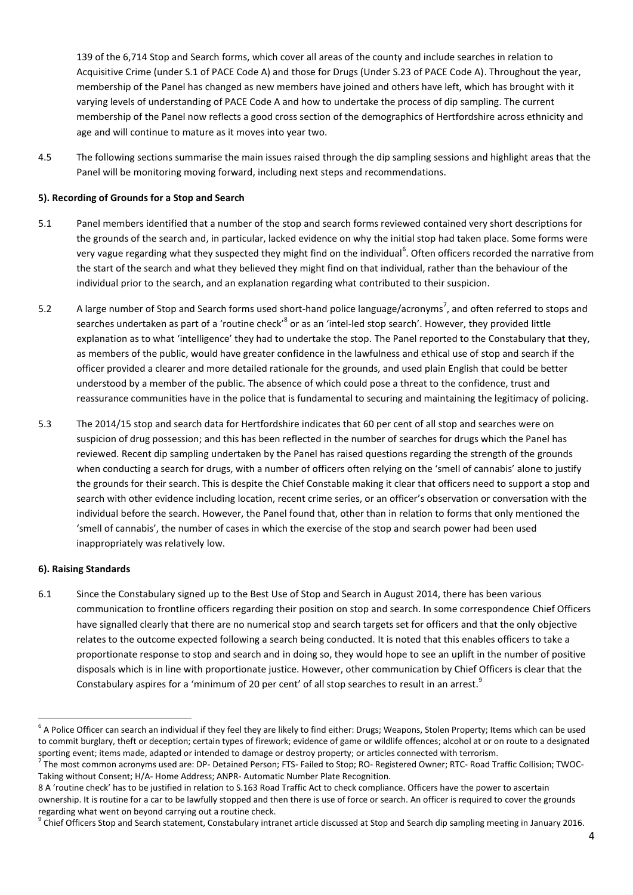139 of the 6,714 Stop and Search forms, which cover all areas of the county and include searches in relation to Acquisitive Crime (under S.1 of PACE Code A) and those for Drugs (Under S.23 of PACE Code A). Throughout the year, membership of the Panel has changed as new members have joined and others have left, which has brought with it varying levels of understanding of PACE Code A and how to undertake the process of dip sampling. The current membership of the Panel now reflects a good cross section of the demographics of Hertfordshire across ethnicity and age and will continue to mature as it moves into year two.

4.5 The following sections summarise the main issues raised through the dip sampling sessions and highlight areas that the Panel will be monitoring moving forward, including next steps and recommendations.

**5). Recording of Grounds for a Stop and Search**

5.1 Panel members identified that a number of the stop and search forms reviewed contained very short descriptions for the grounds of the search and, in particular, lacked evidence on why the initial stop had taken place. Some forms were very vague regarding what they suspected they might find on the individual[6]. Often officers recorded the narrative from the start of the search and what they believed they might find on that individual, rather than the behaviour of the individual prior to the search, and an explanation regarding what contributed to their suspicion.

5.2 A large number of Stop and Search forms used short-hand police language/acronyms[7], and often referred to stops and searches undertaken as part of a 'routine check'[8] or as an 'intel-led stop search'. However, they provided little explanation as to what 'intelligence' they had to undertake the stop. The Panel reported to the Constabulary that they, as members of the public, would have greater confidence in the lawfulness and ethical use of stop and search if the officer provided a clearer and more detailed rationale for the grounds, and used plain English that could be better understood by a member of the public. The absence of which could pose a threat to the confidence, trust and reassurance communities have in the police that is fundamental to securing and maintaining the legitimacy of policing.

5.3 The 2014/15 stop and search data for Hertfordshire indicates that 60 per cent of all stop and searches were on suspicion of drug possession; and this has been reflected in the number of searches for drugs which the Panel has reviewed. Recent dip sampling undertaken by the Panel has raised questions regarding the strength of the grounds when conducting a search for drugs, with a number of officers often relying on the 'smell of cannabis' alone to justify the grounds for their search. This is despite the Chief Constable making it clear that officers need to support a stop and search with other evidence including location, recent crime series, or an officer's observation or conversation with the individual before the search. However, the Panel found that, other than in relation to forms that only mentioned the 'smell of cannabis', the number of cases in which the exercise of the stop and search power had been used inappropriately was relatively low.

**6). Raising Standards**

6.1 Since the Constabulary signed up to the Best Use of Stop and Search in August 2014, there has been various communication to frontline officers regarding their position on stop and search. In some correspondence Chief Officers have signalled clearly that there are no numerical stop and search targets set for officers and that the only objective relates to the outcome expected following a search being conducted. It is noted that this enables officers to take a proportionate response to stop and search and in doing so, they would hope to see an uplift in the number of positive disposals which is in line with proportionate justice. However, other communication by Chief Officers is clear that the Constabulary aspires for a 'minimum of 20 per cent' of all stop searches to result in an arrest.[9]

---

[6] A Police Officer can search an individual if they feel they are likely to find either: Drugs; Weapons, Stolen Property; Items which can be used to commit burglary, theft or deception; certain types of firework; evidence of game or wildlife offences; alcohol at or on route to a designated sporting event; items made, adapted or intended to damage or destroy property; or articles connected with terrorism.

[7] The most common acronyms used are: DP- Detained Person; FTS- Failed to Stop; RO- Registered Owner; RTC- Road Traffic Collision; TWOC- Taking without Consent; H/A- Home Address; ANPR- Automatic Number Plate Recognition.

8 A 'routine check' has to be justified in relation to S.163 Road Traffic Act to check compliance. Officers have the power to ascertain ownership. It is routine for a car to be lawfully stopped and then there is use of force or search. An officer is required to cover the grounds regarding what went on beyond carrying out a routine check.

[9] Chief Officers Stop and Search statement, Constabulary intranet article discussed at Stop and Search dip sampling meeting in January 2016.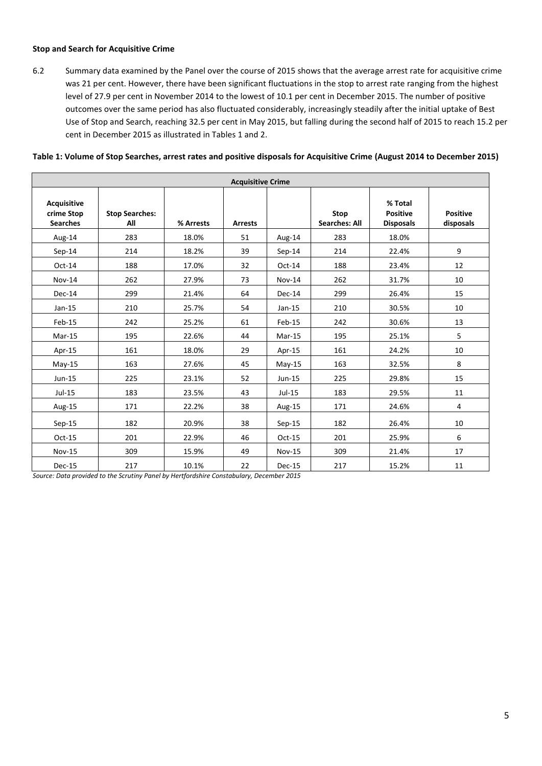**Stop and Search for Acquisitive Crime**

6.2 Summary data examined by the Panel over the course of 2015 shows that the average arrest rate for acquisitive crime was 21 per cent. However, there have been significant fluctuations in the stop to arrest rate ranging from the highest level of 27.9 per cent in November 2014 to the lowest of 10.1 per cent in December 2015. The number of positive outcomes over the same period has also fluctuated considerably, increasingly steadily after the initial uptake of Best Use of Stop and Search, reaching 32.5 per cent in May 2015, but falling during the second half of 2015 to reach 15.2 per cent in December 2015 as illustrated in Tables 1 and 2.

**Table 1: Volume of Stop Searches, arrest rates and positive disposals for Acquisitive Crime (August 2014 to December 2015)**

| Acquisitive Crime | | | | | | | |
|---|---|---|---|---|---|---|---|
| **Acquisitive crime Stop Searches** | **Stop Searches: All** | **% Arrests** | **Arrests** | | **Stop Searches: All** | **% Total Positive Disposals** | **Positive disposals** |
| Aug-14 | 283 | 18.0% | 51 | Aug-14 | 283 | 18.0% | |
| Sep-14 | 214 | 18.2% | 39 | Sep-14 | 214 | 22.4% | 9 |
| Oct-14 | 188 | 17.0% | 32 | Oct-14 | 188 | 23.4% | 12 |
| Nov-14 | 262 | 27.9% | 73 | Nov-14 | 262 | 31.7% | 10 |
| Dec-14 | 299 | 21.4% | 64 | Dec-14 | 299 | 26.4% | 15 |
| Jan-15 | 210 | 25.7% | 54 | Jan-15 | 210 | 30.5% | 10 |
| Feb-15 | 242 | 25.2% | 61 | Feb-15 | 242 | 30.6% | 13 |
| Mar-15 | 195 | 22.6% | 44 | Mar-15 | 195 | 25.1% | 5 |
| Apr-15 | 161 | 18.0% | 29 | Apr-15 | 161 | 24.2% | 10 |
| May-15 | 163 | 27.6% | 45 | May-15 | 163 | 32.5% | 8 |
| Jun-15 | 225 | 23.1% | 52 | Jun-15 | 225 | 29.8% | 15 |
| Jul-15 | 183 | 23.5% | 43 | Jul-15 | 183 | 29.5% | 11 |
| Aug-15 | 171 | 22.2% | 38 | Aug-15 | 171 | 24.6% | 4 |
| Sep-15 | 182 | 20.9% | 38 | Sep-15 | 182 | 26.4% | 10 |
| Oct-15 | 201 | 22.9% | 46 | Oct-15 | 201 | 25.9% | 6 |
| Nov-15 | 309 | 15.9% | 49 | Nov-15 | 309 | 21.4% | 17 |
| Dec-15 | 217 | 10.1% | 22 | Dec-15 | 217 | 15.2% | 11 |

*Source: Data provided to the Scrutiny Panel by Hertfordshire Constabulary, December 2015*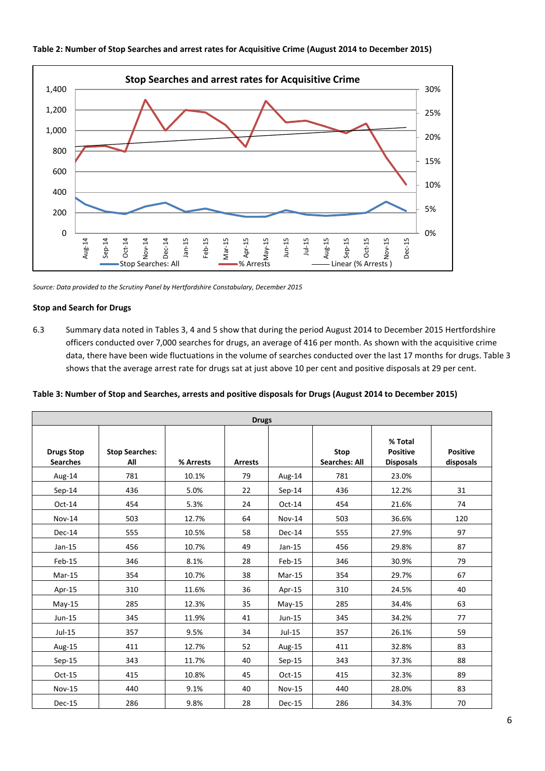**Table 2: Number of Stop Searches and arrest rates for Acquisitive Crime (August 2014 to December 2015)**

*Source: Data provided to the Scrutiny Panel by Hertfordshire Constabulary, December 2015*

**Stop and Search for Drugs**

6.3 Summary data noted in Tables 3, 4 and 5 show that during the period August 2014 to December 2015 Hertfordshire officers conducted over 7,000 searches for drugs, an average of 416 per month. As shown with the acquisitive crime data, there have been wide fluctuations in the volume of searches conducted over the last 17 months for drugs. Table 3 shows that the average arrest rate for drugs sat at just above 10 per cent and positive disposals at 29 per cent.

**Table 3: Number of Stop and Searches, arrests and positive disposals for Drugs (August 2014 to December 2015)**

| Drugs | | | | | | | |
|---|---|---|---|---|---|---|---|
| **Drugs Stop Searches** | **Stop Searches: All** | **% Arrests** | **Arrests** | | **Stop Searches: All** | **% Total Positive Disposals** | **Positive disposals** |
| Aug-14 | 781 | 10.1% | 79 | Aug-14 | 781 | 23.0% | |
| Sep-14 | 436 | 5.0% | 22 | Sep-14 | 436 | 12.2% | 31 |
| Oct-14 | 454 | 5.3% | 24 | Oct-14 | 454 | 21.6% | 74 |
| Nov-14 | 503 | 12.7% | 64 | Nov-14 | 503 | 36.6% | 120 |
| Dec-14 | 555 | 10.5% | 58 | Dec-14 | 555 | 27.9% | 97 |
| Jan-15 | 456 | 10.7% | 49 | Jan-15 | 456 | 29.8% | 87 |
| Feb-15 | 346 | 8.1% | 28 | Feb-15 | 346 | 30.9% | 79 |
| Mar-15 | 354 | 10.7% | 38 | Mar-15 | 354 | 29.7% | 67 |
| Apr-15 | 310 | 11.6% | 36 | Apr-15 | 310 | 24.5% | 40 |
| May-15 | 285 | 12.3% | 35 | May-15 | 285 | 34.4% | 63 |
| Jun-15 | 345 | 11.9% | 41 | Jun-15 | 345 | 34.2% | 77 |
| Jul-15 | 357 | 9.5% | 34 | Jul-15 | 357 | 26.1% | 59 |
| Aug-15 | 411 | 12.7% | 52 | Aug-15 | 411 | 32.8% | 83 |
| Sep-15 | 343 | 11.7% | 40 | Sep-15 | 343 | 37.3% | 88 |
| Oct-15 | 415 | 10.8% | 45 | Oct-15 | 415 | 32.3% | 89 |
| Nov-15 | 440 | 9.1% | 40 | Nov-15 | 440 | 28.0% | 83 |
| Dec-15 | 286 | 9.8% | 28 | Dec-15 | 286 | 34.3% | 70 |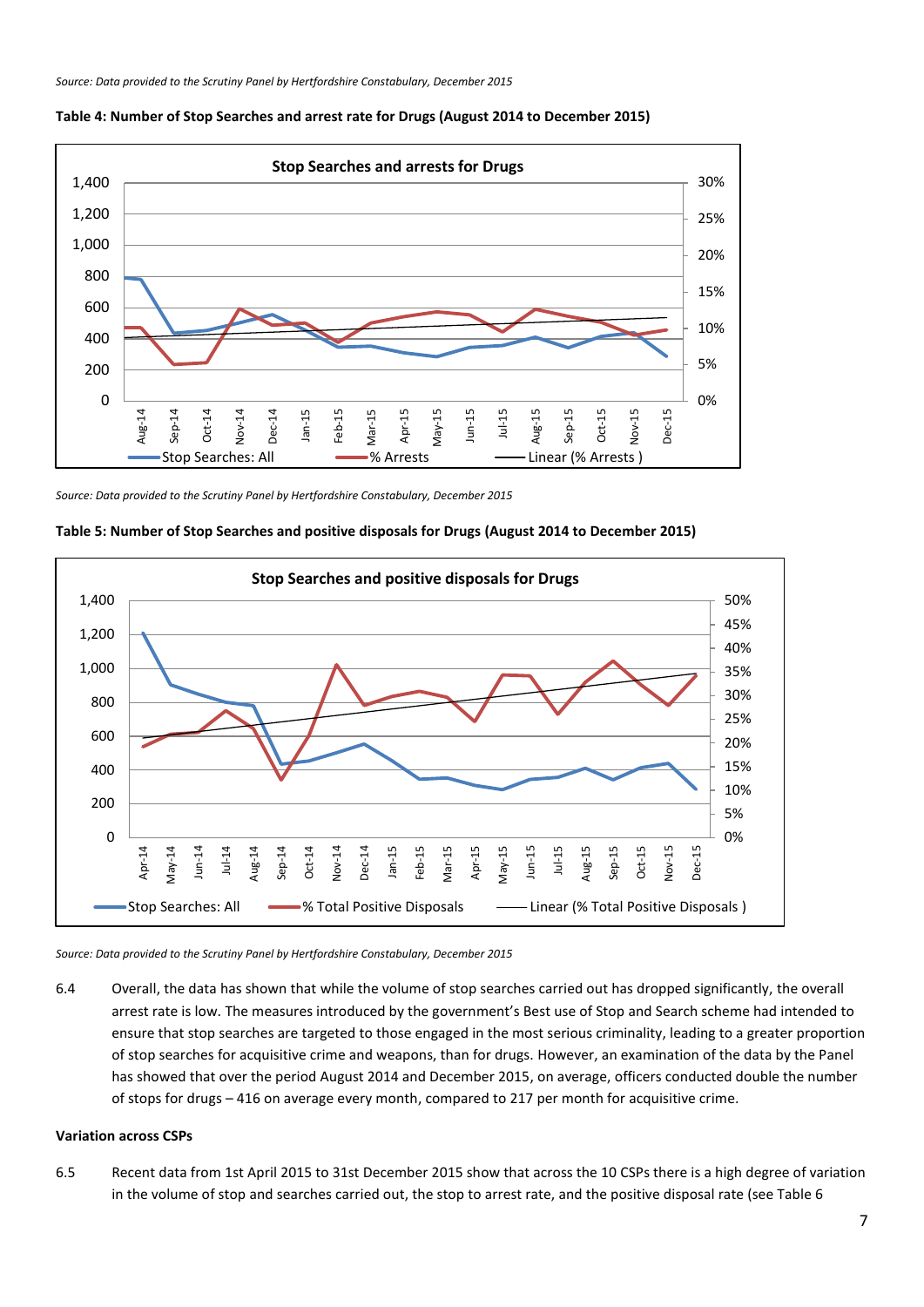*Source: Data provided to the Scrutiny Panel by Hertfordshire Constabulary, December 2015*

**Table 4: Number of Stop Searches and arrest rate for Drugs (August 2014 to December 2015)**

*Source: Data provided to the Scrutiny Panel by Hertfordshire Constabulary, December 2015*

**Table 5: Number of Stop Searches and positive disposals for Drugs (August 2014 to December 2015)**

*Source: Data provided to the Scrutiny Panel by Hertfordshire Constabulary, December 2015*

6.4 Overall, the data has shown that while the volume of stop searches carried out has dropped significantly, the overall arrest rate is low. The measures introduced by the government's Best use of Stop and Search scheme had intended to ensure that stop searches are targeted to those engaged in the most serious criminality, leading to a greater proportion of stop searches for acquisitive crime and weapons, than for drugs. However, an examination of the data by the Panel has showed that over the period August 2014 and December 2015, on average, officers conducted double the number of stops for drugs – 416 on average every month, compared to 217 per month for acquisitive crime.

**Variation across CSPs**

6.5 Recent data from 1st April 2015 to 31st December 2015 show that across the 10 CSPs there is a high degree of variation in the volume of stop and searches carried out, the stop to arrest rate, and the positive disposal rate (see Table 6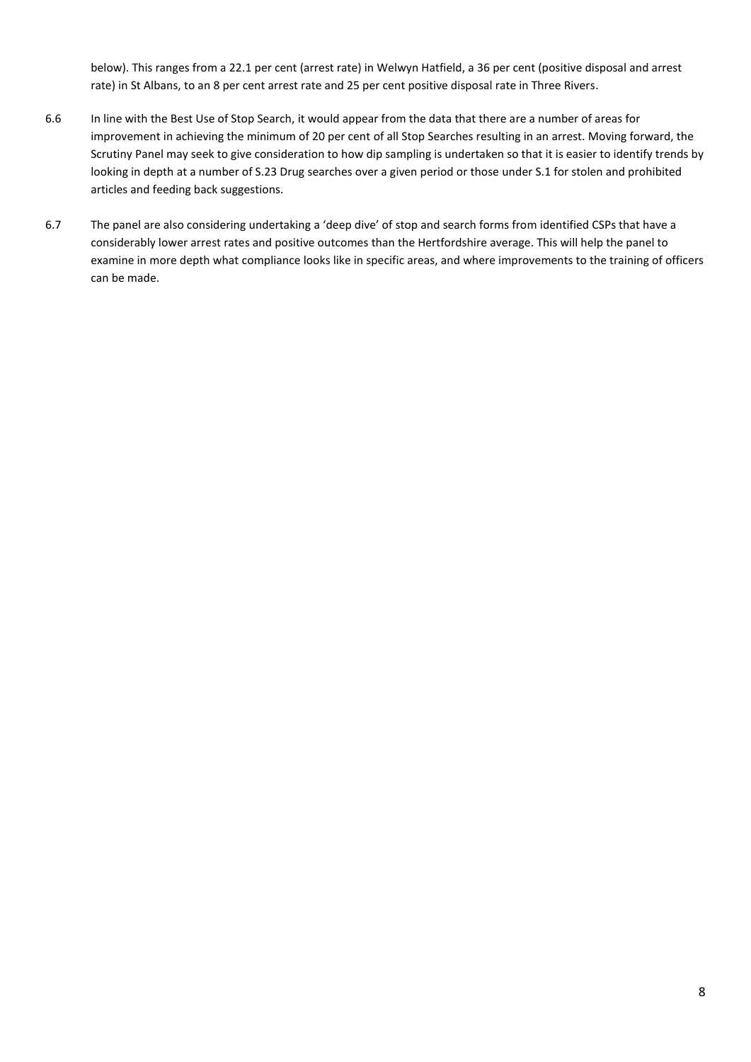below). This ranges from a 22.1 per cent (arrest rate) in Welwyn Hatfield, a 36 per cent (positive disposal and arrest rate) in St Albans, to an 8 per cent arrest rate and 25 per cent positive disposal rate in Three Rivers.

6.6 In line with the Best Use of Stop Search, it would appear from the data that there are a number of areas for improvement in achieving the minimum of 20 per cent of all Stop Searches resulting in an arrest. Moving forward, the Scrutiny Panel may seek to give consideration to how dip sampling is undertaken so that it is easier to identify trends by looking in depth at a number of S.23 Drug searches over a given period or those under S.1 for stolen and prohibited articles and feeding back suggestions.

6.7 The panel are also considering undertaking a 'deep dive' of stop and search forms from identified CSPs that have a considerably lower arrest rates and positive outcomes than the Hertfordshire average. This will help the panel to examine in more depth what compliance looks like in specific areas, and where improvements to the training of officers can be made.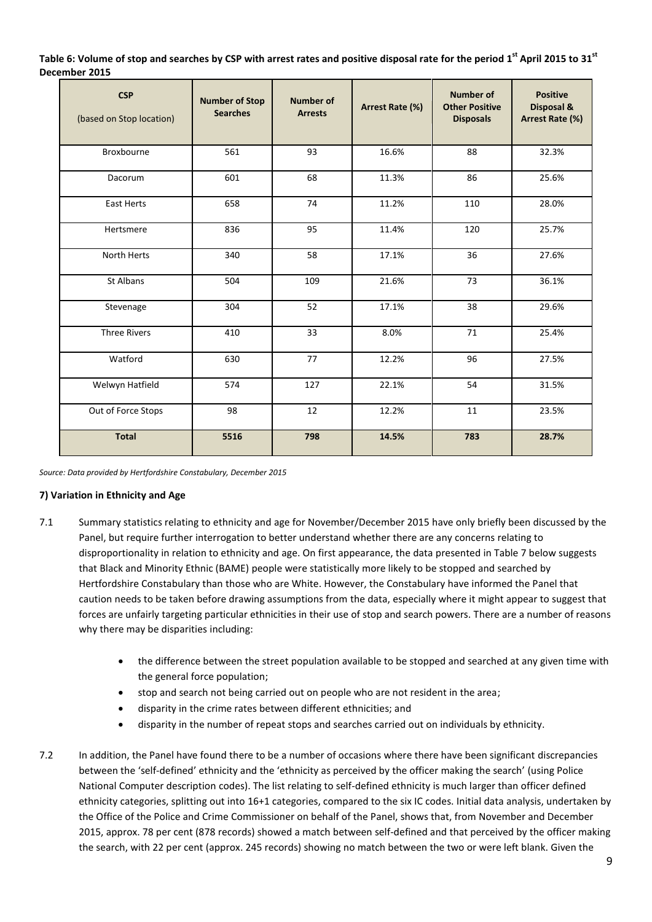**Table 6: Volume of stop and searches by CSP with arrest rates and positive disposal rate for the period 1st April 2015 to 31st December 2015**

| CSP (based on Stop location) | Number of Stop Searches | Number of Arrests | Arrest Rate (%) | Number of Other Positive Disposals | Positive Disposal & Arrest Rate (%) |
|---|---|---|---|---|---|
| Broxbourne | 561 | 93 | 16.6% | 88 | 32.3% |
| Dacorum | 601 | 68 | 11.3% | 86 | 25.6% |
| East Herts | 658 | 74 | 11.2% | 110 | 28.0% |
| Hertsmere | 836 | 95 | 11.4% | 120 | 25.7% |
| North Herts | 340 | 58 | 17.1% | 36 | 27.6% |
| St Albans | 504 | 109 | 21.6% | 73 | 36.1% |
| Stevenage | 304 | 52 | 17.1% | 38 | 29.6% |
| Three Rivers | 410 | 33 | 8.0% | 71 | 25.4% |
| Watford | 630 | 77 | 12.2% | 96 | 27.5% |
| Welwyn Hatfield | 574 | 127 | 22.1% | 54 | 31.5% |
| Out of Force Stops | 98 | 12 | 12.2% | 11 | 23.5% |
| **Total** | **5516** | **798** | **14.5%** | **783** | **28.7%** |

*Source: Data provided by Hertfordshire Constabulary, December 2015*

### 7) Variation in Ethnicity and Age

7.1 Summary statistics relating to ethnicity and age for November/December 2015 have only briefly been discussed by the Panel, but require further interrogation to better understand whether there are any concerns relating to disproportionality in relation to ethnicity and age. On first appearance, the data presented in Table 7 below suggests that Black and Minority Ethnic (BAME) people were statistically more likely to be stopped and searched by Hertfordshire Constabulary than those who are White. However, the Constabulary have informed the Panel that caution needs to be taken before drawing assumptions from the data, especially where it might appear to suggest that forces are unfairly targeting particular ethnicities in their use of stop and search powers. There are a number of reasons why there may be disparities including:

- the difference between the street population available to be stopped and searched at any given time with the general force population;
- stop and search not being carried out on people who are not resident in the area;
- disparity in the crime rates between different ethnicities; and
- disparity in the number of repeat stops and searches carried out on individuals by ethnicity.

7.2 In addition, the Panel have found there to be a number of occasions where there have been significant discrepancies between the 'self-defined' ethnicity and the 'ethnicity as perceived by the officer making the search' (using Police National Computer description codes). The list relating to self-defined ethnicity is much larger than officer defined ethnicity categories, splitting out into 16+1 categories, compared to the six IC codes. Initial data analysis, undertaken by the Office of the Police and Crime Commissioner on behalf of the Panel, shows that, from November and December 2015, approx. 78 per cent (878 records) showed a match between self-defined and that perceived by the officer making the search, with 22 per cent (approx. 245 records) showing no match between the two or were left blank. Given the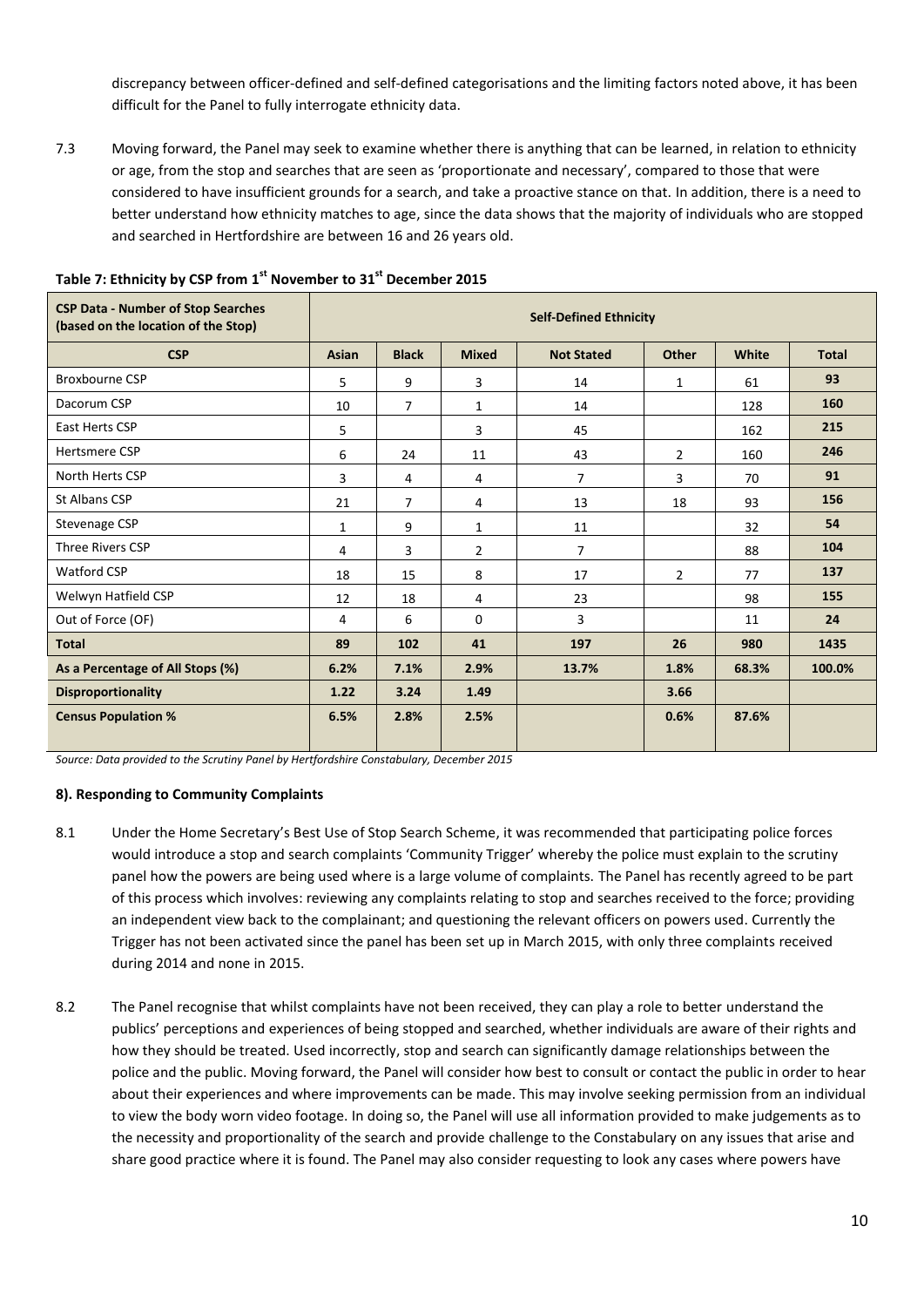discrepancy between officer-defined and self-defined categorisations and the limiting factors noted above, it has been difficult for the Panel to fully interrogate ethnicity data.

7.3 Moving forward, the Panel may seek to examine whether there is anything that can be learned, in relation to ethnicity or age, from the stop and searches that are seen as 'proportionate and necessary', compared to those that were considered to have insufficient grounds for a search, and take a proactive stance on that. In addition, there is a need to better understand how ethnicity matches to age, since the data shows that the majority of individuals who are stopped and searched in Hertfordshire are between 16 and 26 years old.

**Table 7: Ethnicity by CSP from 1st November to 31st December 2015**

| CSP Data - Number of Stop Searches (based on the location of the Stop) | Self-Defined Ethnicity | | | | | | |
|---|---|---|---|---|---|---|---|
| **CSP** | **Asian** | **Black** | **Mixed** | **Not Stated** | **Other** | **White** | **Total** |
| Broxbourne CSP | 5 | 9 | 3 | 14 | 1 | 61 | **93** |
| Dacorum CSP | 10 | 7 | 1 | 14 | | 128 | **160** |
| East Herts CSP | 5 | | 3 | 45 | | 162 | **215** |
| Hertsmere CSP | 6 | 24 | 11 | 43 | 2 | 160 | **246** |
| North Herts CSP | 3 | 4 | 4 | 7 | 3 | 70 | **91** |
| St Albans CSP | 21 | 7 | 4 | 13 | 18 | 93 | **156** |
| Stevenage CSP | 1 | 9 | 1 | 11 | | 32 | **54** |
| Three Rivers CSP | 4 | 3 | 2 | 7 | | 88 | **104** |
| Watford CSP | 18 | 15 | 8 | 17 | 2 | 77 | **137** |
| Welwyn Hatfield CSP | 12 | 18 | 4 | 23 | | 98 | **155** |
| Out of Force (OF) | 4 | 6 | 0 | 3 | | 11 | **24** |
| **Total** | **89** | **102** | **41** | **197** | **26** | **980** | **1435** |
| **As a Percentage of All Stops (%)** | **6.2%** | **7.1%** | **2.9%** | **13.7%** | **1.8%** | **68.3%** | **100.0%** |
| **Disproportionality** | **1.22** | **3.24** | **1.49** | | **3.66** | | |
| **Census Population %** | **6.5%** | **2.8%** | **2.5%** | | **0.6%** | **87.6%** | |

*Source: Data provided to the Scrutiny Panel by Hertfordshire Constabulary, December 2015*

#### 8). Responding to Community Complaints

8.1 Under the Home Secretary's Best Use of Stop Search Scheme, it was recommended that participating police forces would introduce a stop and search complaints 'Community Trigger' whereby the police must explain to the scrutiny panel how the powers are being used where is a large volume of complaints. The Panel has recently agreed to be part of this process which involves: reviewing any complaints relating to stop and searches received to the force; providing an independent view back to the complainant; and questioning the relevant officers on powers used. Currently the Trigger has not been activated since the panel has been set up in March 2015, with only three complaints received during 2014 and none in 2015.

8.2 The Panel recognise that whilst complaints have not been received, they can play a role to better understand the publics' perceptions and experiences of being stopped and searched, whether individuals are aware of their rights and how they should be treated. Used incorrectly, stop and search can significantly damage relationships between the police and the public. Moving forward, the Panel will consider how best to consult or contact the public in order to hear about their experiences and where improvements can be made. This may involve seeking permission from an individual to view the body worn video footage. In doing so, the Panel will use all information provided to make judgements as to the necessity and proportionality of the search and provide challenge to the Constabulary on any issues that arise and share good practice where it is found. The Panel may also consider requesting to look any cases where powers have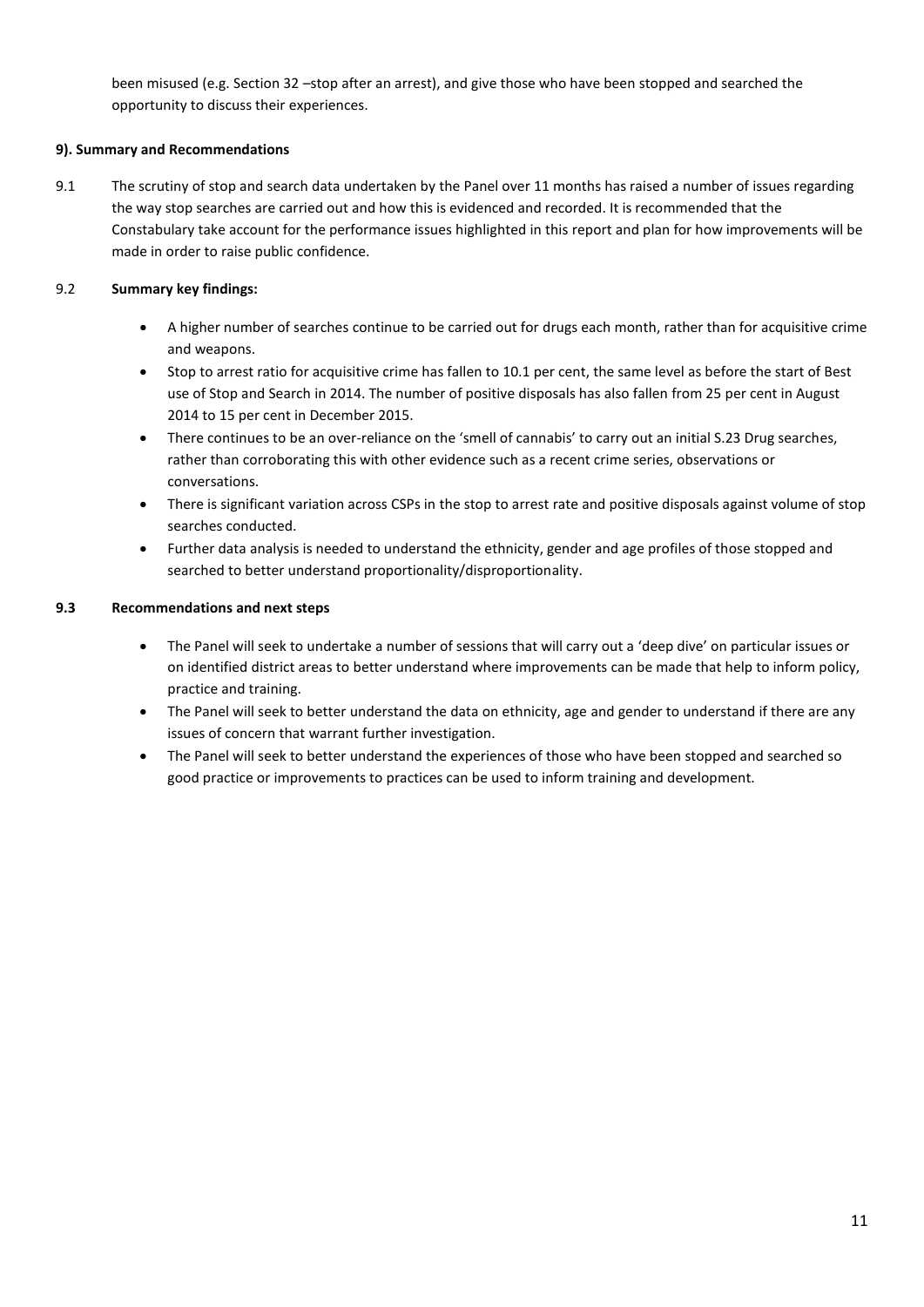been misused (e.g. Section 32 –stop after an arrest), and give those who have been stopped and searched the opportunity to discuss their experiences.

### 9). Summary and Recommendations

9.1 The scrutiny of stop and search data undertaken by the Panel over 11 months has raised a number of issues regarding the way stop searches are carried out and how this is evidenced and recorded. It is recommended that the Constabulary take account for the performance issues highlighted in this report and plan for how improvements will be made in order to raise public confidence.

9.2 **Summary key findings:**

- A higher number of searches continue to be carried out for drugs each month, rather than for acquisitive crime and weapons.
- Stop to arrest ratio for acquisitive crime has fallen to 10.1 per cent, the same level as before the start of Best use of Stop and Search in 2014. The number of positive disposals has also fallen from 25 per cent in August 2014 to 15 per cent in December 2015.
- There continues to be an over-reliance on the 'smell of cannabis' to carry out an initial S.23 Drug searches, rather than corroborating this with other evidence such as a recent crime series, observations or conversations.
- There is significant variation across CSPs in the stop to arrest rate and positive disposals against volume of stop searches conducted.
- Further data analysis is needed to understand the ethnicity, gender and age profiles of those stopped and searched to better understand proportionality/disproportionality.

**9.3 Recommendations and next steps**

- The Panel will seek to undertake a number of sessions that will carry out a 'deep dive' on particular issues or on identified district areas to better understand where improvements can be made that help to inform policy, practice and training.
- The Panel will seek to better understand the data on ethnicity, age and gender to understand if there are any issues of concern that warrant further investigation.
- The Panel will seek to better understand the experiences of those who have been stopped and searched so good practice or improvements to practices can be used to inform training and development.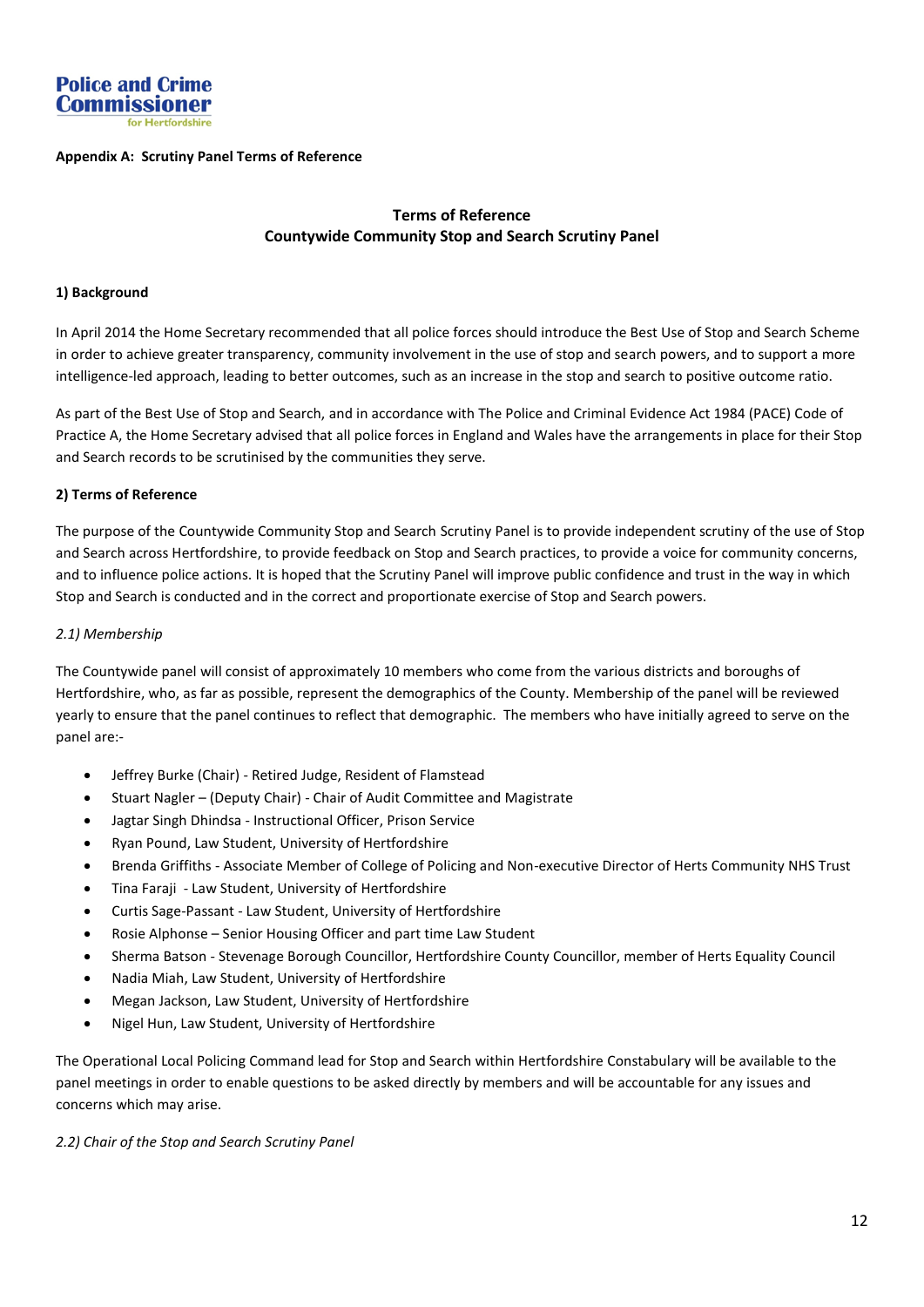**Police and Crime Commissioner** for Hertfordshire

**Appendix A: Scrutiny Panel Terms of Reference**

**Terms of Reference**
**Countywide Community Stop and Search Scrutiny Panel**

**1) Background**

In April 2014 the Home Secretary recommended that all police forces should introduce the Best Use of Stop and Search Scheme in order to achieve greater transparency, community involvement in the use of stop and search powers, and to support a more intelligence-led approach, leading to better outcomes, such as an increase in the stop and search to positive outcome ratio.

As part of the Best Use of Stop and Search, and in accordance with The Police and Criminal Evidence Act 1984 (PACE) Code of Practice A, the Home Secretary advised that all police forces in England and Wales have the arrangements in place for their Stop and Search records to be scrutinised by the communities they serve.

**2) Terms of Reference**

The purpose of the Countywide Community Stop and Search Scrutiny Panel is to provide independent scrutiny of the use of Stop and Search across Hertfordshire, to provide feedback on Stop and Search practices, to provide a voice for community concerns, and to influence police actions. It is hoped that the Scrutiny Panel will improve public confidence and trust in the way in which Stop and Search is conducted and in the correct and proportionate exercise of Stop and Search powers.

*2.1) Membership*

The Countywide panel will consist of approximately 10 members who come from the various districts and boroughs of Hertfordshire, who, as far as possible, represent the demographics of the County. Membership of the panel will be reviewed yearly to ensure that the panel continues to reflect that demographic. The members who have initially agreed to serve on the panel are:-

- Jeffrey Burke (Chair) - Retired Judge, Resident of Flamstead
- Stuart Nagler – (Deputy Chair) - Chair of Audit Committee and Magistrate
- Jagtar Singh Dhindsa - Instructional Officer, Prison Service
- Ryan Pound, Law Student, University of Hertfordshire
- Brenda Griffiths - Associate Member of College of Policing and Non-executive Director of Herts Community NHS Trust
- Tina Faraji - Law Student, University of Hertfordshire
- Curtis Sage-Passant - Law Student, University of Hertfordshire
- Rosie Alphonse – Senior Housing Officer and part time Law Student
- Sherma Batson - Stevenage Borough Councillor, Hertfordshire County Councillor, member of Herts Equality Council
- Nadia Miah, Law Student, University of Hertfordshire
- Megan Jackson, Law Student, University of Hertfordshire
- Nigel Hun, Law Student, University of Hertfordshire

The Operational Local Policing Command lead for Stop and Search within Hertfordshire Constabulary will be available to the panel meetings in order to enable questions to be asked directly by members and will be accountable for any issues and concerns which may arise.

*2.2) Chair of the Stop and Search Scrutiny Panel*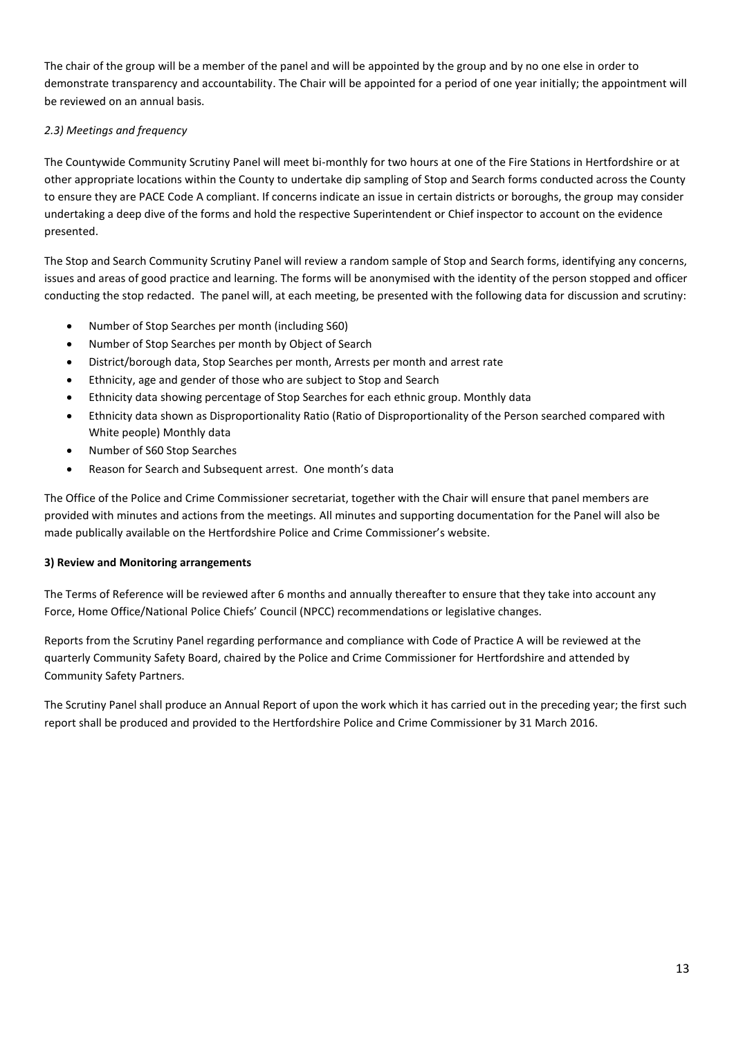The chair of the group will be a member of the panel and will be appointed by the group and by no one else in order to demonstrate transparency and accountability. The Chair will be appointed for a period of one year initially; the appointment will be reviewed on an annual basis.

### *2.3) Meetings and frequency*

The Countywide Community Scrutiny Panel will meet bi-monthly for two hours at one of the Fire Stations in Hertfordshire or at other appropriate locations within the County to undertake dip sampling of Stop and Search forms conducted across the County to ensure they are PACE Code A compliant. If concerns indicate an issue in certain districts or boroughs, the group may consider undertaking a deep dive of the forms and hold the respective Superintendent or Chief inspector to account on the evidence presented.

The Stop and Search Community Scrutiny Panel will review a random sample of Stop and Search forms, identifying any concerns, issues and areas of good practice and learning. The forms will be anonymised with the identity of the person stopped and officer conducting the stop redacted. The panel will, at each meeting, be presented with the following data for discussion and scrutiny:

- Number of Stop Searches per month (including S60)
- Number of Stop Searches per month by Object of Search
- District/borough data, Stop Searches per month, Arrests per month and arrest rate
- Ethnicity, age and gender of those who are subject to Stop and Search
- Ethnicity data showing percentage of Stop Searches for each ethnic group. Monthly data
- Ethnicity data shown as Disproportionality Ratio (Ratio of Disproportionality of the Person searched compared with White people) Monthly data
- Number of S60 Stop Searches
- Reason for Search and Subsequent arrest. One month's data

The Office of the Police and Crime Commissioner secretariat, together with the Chair will ensure that panel members are provided with minutes and actions from the meetings. All minutes and supporting documentation for the Panel will also be made publically available on the Hertfordshire Police and Crime Commissioner's website.

## 3) Review and Monitoring arrangements

The Terms of Reference will be reviewed after 6 months and annually thereafter to ensure that they take into account any Force, Home Office/National Police Chiefs' Council (NPCC) recommendations or legislative changes.

Reports from the Scrutiny Panel regarding performance and compliance with Code of Practice A will be reviewed at the quarterly Community Safety Board, chaired by the Police and Crime Commissioner for Hertfordshire and attended by Community Safety Partners.

The Scrutiny Panel shall produce an Annual Report of upon the work which it has carried out in the preceding year; the first such report shall be produced and provided to the Hertfordshire Police and Crime Commissioner by 31 March 2016.